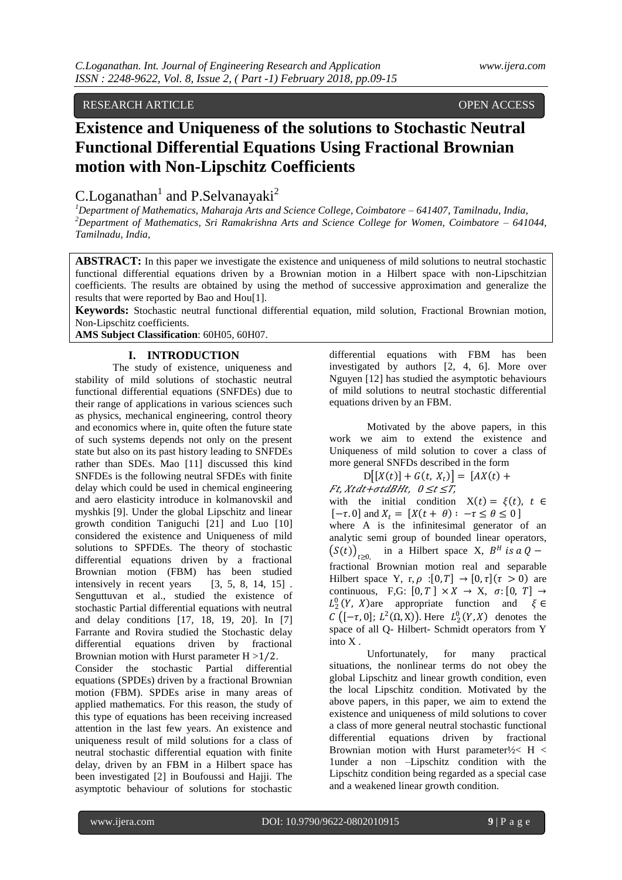RESEARCH ARTICLE OPEN ACCESS

# Existence and Uniqueness of the solutions to Stochastic Neutral Functional Differential Equations Using Fractional Brownian motion with Non-Lipschitz Coefficients

C.Loganathan[1] and P.Selvanayaki[2]

[1]*Department of Mathematics, Maharaja Arts and Science College, Coimbatore – 641407, Tamilnadu, India,*
[2]*Department of Mathematics, Sri Ramakrishna Arts and Science College for Women, Coimbatore – 641044, Tamilnadu, India,*

**ABSTRACT:** In this paper we investigate the existence and uniqueness of mild solutions to neutral stochastic functional differential equations driven by a Brownian motion in a Hilbert space with non-Lipschitzian coefficients. The results are obtained by using the method of successive approximation and generalize the results that were reported by Bao and Hou[1].

**Keywords:** Stochastic neutral functional differential equation, mild solution, Fractional Brownian motion, Non-Lipschitz coefficients.

**AMS Subject Classification**: 60H05, 60H07.

## I. INTRODUCTION

The study of existence, uniqueness and stability of mild solutions of stochastic neutral functional differential equations (SNFDEs) due to their range of applications in various sciences such as physics, mechanical engineering, control theory and economics where in, quite often the future state of such systems depends not only on the present state but also on its past history leading to SNFDEs rather than SDEs. Mao [11] discussed this kind SNFDEs is the following neutral SFDEs with finite delay which could be used in chemical engineering and aero elasticity introduce in kolmanovskil and myshkis [9]. Under the global Lipschitz and linear growth condition Taniguchi [21] and Luo [10] considered the existence and Uniqueness of mild solutions to SPFDEs. The theory of stochastic differential equations driven by a fractional Brownian motion (FBM) has been studied intensively in recent years [3, 5, 8, 14, 15] . Senguttuvan et al., studied the existence of stochastic Partial differential equations with neutral and delay conditions [17, 18, 19, 20]. In [7] Farrante and Rovira studied the Stochastic delay differential equations driven by fractional Brownian motion with Hurst parameter $H > 1/2$.

Consider the stochastic Partial differential equations (SPDEs) driven by a fractional Brownian motion (FBM). SPDEs arise in many areas of applied mathematics. For this reason, the study of this type of equations has been receiving increased attention in the last few years. An existence and uniqueness result of mild solutions for a class of neutral stochastic differential equation with finite delay, driven by an FBM in a Hilbert space has been investigated [2] in Boufoussi and Hajji. The asymptotic behaviour of solutions for stochastic differential equations with FBM has been investigated by authors [2, 4, 6]. More over Nguyen [12] has studied the asymptotic behaviours of mild solutions to neutral stochastic differential equations driven by an FBM.

Motivated by the above papers, in this work we aim to extend the existence and Uniqueness of mild solution to cover a class of more general SNFDs described in the form

$$D[X(t)] + G(t, X_t)] = [AX(t) + F(t, X_t)dt + \sigma(t)dB^H_t, \quad 0 \le t \le T,$$

with the initial condition $X(t) = \xi(t),\ t \in [-\tau, 0]$ and $X_t = [X(t+\theta) : -\tau \le \theta \le 0]$ where A is the infinitesimal generator of an analytic semi group of bounded linear operators, $(S(t))_{t\ge 0,}$ in a Hilbert space X, $B^H$ *is a* $Q-$ fractional Brownian motion real and separable Hilbert space Y, $r, \rho : [0, T] \to [0, \tau](\tau > 0)$ are continuous, $F, G: [0, T] \times X \to X$, $\sigma: [0, T] \to L_2^0(Y, X)$are appropriate function and $\xi \in C([-\tau, 0]; L^2(\Omega, X))$. Here $L_2^0(Y, X)$ denotes the space of all Q- Hilbert- Schmidt operators from Y into X .

Unfortunately, for many practical situations, the nonlinear terms do not obey the global Lipschitz and linear growth condition, even the local Lipschitz condition. Motivated by the above papers, in this paper, we aim to extend the existence and uniqueness of mild solutions to cover a class of more general neutral stochastic functional differential equations driven by fractional Brownian motion with Hurst parameter$\frac{1}{2} < H < 1$under a non –Lipschitz condition with the Lipschitz condition being regarded as a special case and a weakened linear growth condition.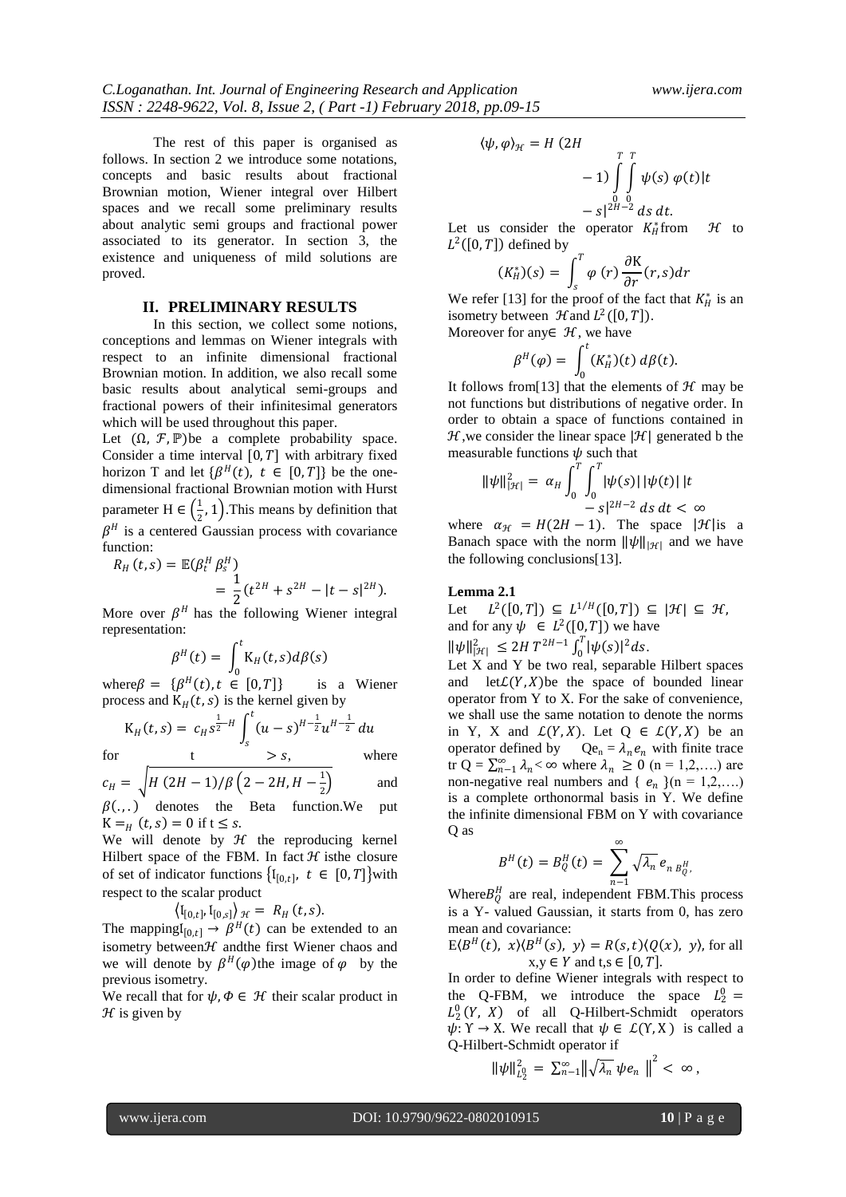The rest of this paper is organised as follows. In section 2 we introduce some notations, concepts and basic results about fractional Brownian motion, Wiener integral over Hilbert spaces and we recall some preliminary results about analytic semi groups and fractional power associated to its generator. In section 3, the existence and uniqueness of mild solutions are proved.

## II. PRELIMINARY RESULTS

In this section, we collect some notions, conceptions and lemmas on Wiener integrals with respect to an infinite dimensional fractional Brownian motion. In addition, we also recall some basic results about analytical semi-groups and fractional powers of their infinitesimal generators which will be used throughout this paper.

Let $(\Omega, \mathcal{F}, \mathbb{P})$be a complete probability space. Consider a time interval $[0,T]$ with arbitrary fixed horizon T and let $\{\beta^H(t),\ t \in [0,T]\}$ be the one-dimensional fractional Brownian motion with Hurst parameter $H \in \left(\frac{1}{2}, 1\right)$.This means by definition that $\beta^H$ is a centered Gaussian process with covariance function:

$$R_H(t,s) = \mathbb{E}(\beta_t^H \beta_s^H) = \frac{1}{2}(t^{2H} + s^{2H} - |t-s|^{2H}).$$

More over $\beta^H$ has the following Wiener integral representation:

$$\beta^H(t) = \int_0^t K_H(t,s) d\beta(s)$$

where$\beta = \{\beta^H(t), t \in [0,T]\}$ is a Wiener process and $K_H(t,s)$ is the kernel given by

$$K_H(t,s) = c_H s^{\frac{1}{2}-H} \int_s^t (u-s)^{H-\frac{1}{2}} u^{H-\frac{1}{2}}\, du$$

for $t > s$, where $c_H = \sqrt{H(2H-1)/\beta\left(2-2H, H-\frac{1}{2}\right)}$ and $\beta(.,.)$ denotes the Beta function.We put $K =_H (t,s) = 0$ if $t \leq s$.

We will denote by $\mathcal{H}$ the reproducing kernel Hilbert space of the FBM. In fact $\mathcal{H}$ isthe closure of set of indicator functions $\{I_{[0,t]},\ t \in [0,T]\}$with respect to the scalar product

$$\langle I_{[0,t]}, I_{[0,s]} \rangle_{\mathcal{H}} = R_H(t,s).$$

The mapping$I_{[0,t]} \rightarrow \beta^H(t)$ can be extended to an isometry between$\mathcal{H}$ andthe first Wiener chaos and we will denote by $\beta^H(\varphi)$the image of $\varphi$ by the previous isometry.

We recall that for $\psi, \Phi \in \mathcal{H}$ their scalar product in $\mathcal{H}$ is given by

$$\langle \psi, \varphi \rangle_{\mathcal{H}} = H(2H-1) \int_0^T \int_0^T \psi(s)\, \varphi(t) |t-s|^{2H-2}\, ds\, dt.$$

Let us consider the operator $K_H^*$from $\mathcal{H}$ to $L^2([0,T])$ defined by

$$(K_H^*)(s) = \int_s^T \varphi(r) \frac{\partial K}{\partial r}(r,s) dr$$

We refer [13] for the proof of the fact that $K_H^*$ is an isometry between $\mathcal{H}$and $L^2([0,T])$.

Moreover for any$\in \mathcal{H}$, we have

$$\beta^H(\varphi) = \int_0^t (K_H^*)(t)\, d\beta(t).$$

It follows from[13] that the elements of $\mathcal{H}$ may be not functions but distributions of negative order. In order to obtain a space of functions contained in $\mathcal{H}$ ,we consider the linear space $|\mathcal{H}|$ generated b the measurable functions $\psi$ such that

$$\|\psi\|_{|\mathcal{H}|}^2 = \alpha_H \int_0^T \int_0^T |\psi(s)|\, |\psi(t)|\, |t-s|^{2H-2}\, ds\, dt < \infty$$

where $\alpha_{\mathcal{H}} = H(2H-1)$. The space $|\mathcal{H}|$is a Banach space with the norm $\|\psi\|_{|\mathcal{H}|}$ and we have the following conclusions[13].

**Lemma 2.1**

Let $L^2([0,T]) \subseteq L^{1/H}([0,T]) \subseteq |\mathcal{H}| \subseteq \mathcal{H}$, and for any $\psi \in L^2([0,T])$ we have

$\|\psi\|_{|\mathcal{H}|}^2 \leq 2H\, T^{2H-1} \int_0^T |\psi(s)|^2 ds.$

Let X and Y be two real, separable Hilbert spaces and let$\mathcal{L}(Y,X)$be the space of bounded linear operator from Y to X. For the sake of convenience, we shall use the same notation to denote the norms in Y, X and $\mathcal{L}(Y,X)$. Let $Q \in \mathcal{L}(Y,X)$ be an operator defined by $Qe_n = \lambda_n e_n$ with finite trace tr $Q = \sum_{n-1}^{\infty} \lambda_n < \infty$ where $\lambda_n \geq 0$ (n = 1,2,….) are non-negative real numbers and { $e_n$ }(n = 1,2,….) is a complete orthonormal basis in Y. We define the infinite dimensional FBM on Y with covariance Q as

$$B^H(t) = B_Q^H(t) = \sum_{n-1}^{\infty} \sqrt{\lambda_n}\, e_{n\, B_Q^H,}$$

Where$B_Q^H$ are real, independent FBM.This process is a Y- valued Gaussian, it starts from 0, has zero mean and covariance:

$E\langle B^H(t),\ x \rangle \langle B^H(s),\ y \rangle = R(s,t) \langle Q(x),\ y \rangle$, for all x,y $\in Y$ and t,s $\in [0,T]$.

In order to define Wiener integrals with respect to the Q-FBM, we introduce the space $L_2^0 = L_2^0(Y, X)$ of all Q-Hilbert-Schmidt operators $\psi: Y \rightarrow X$. We recall that $\psi \in \mathcal{L}(Y,X)$ is called a Q-Hilbert-Schmidt operator if

$$\|\psi\|_{L_2^0}^2 = \sum_{n-1}^{\infty} \left\|\sqrt{\lambda_n}\, \psi e_n\right\|^2 < \infty,$$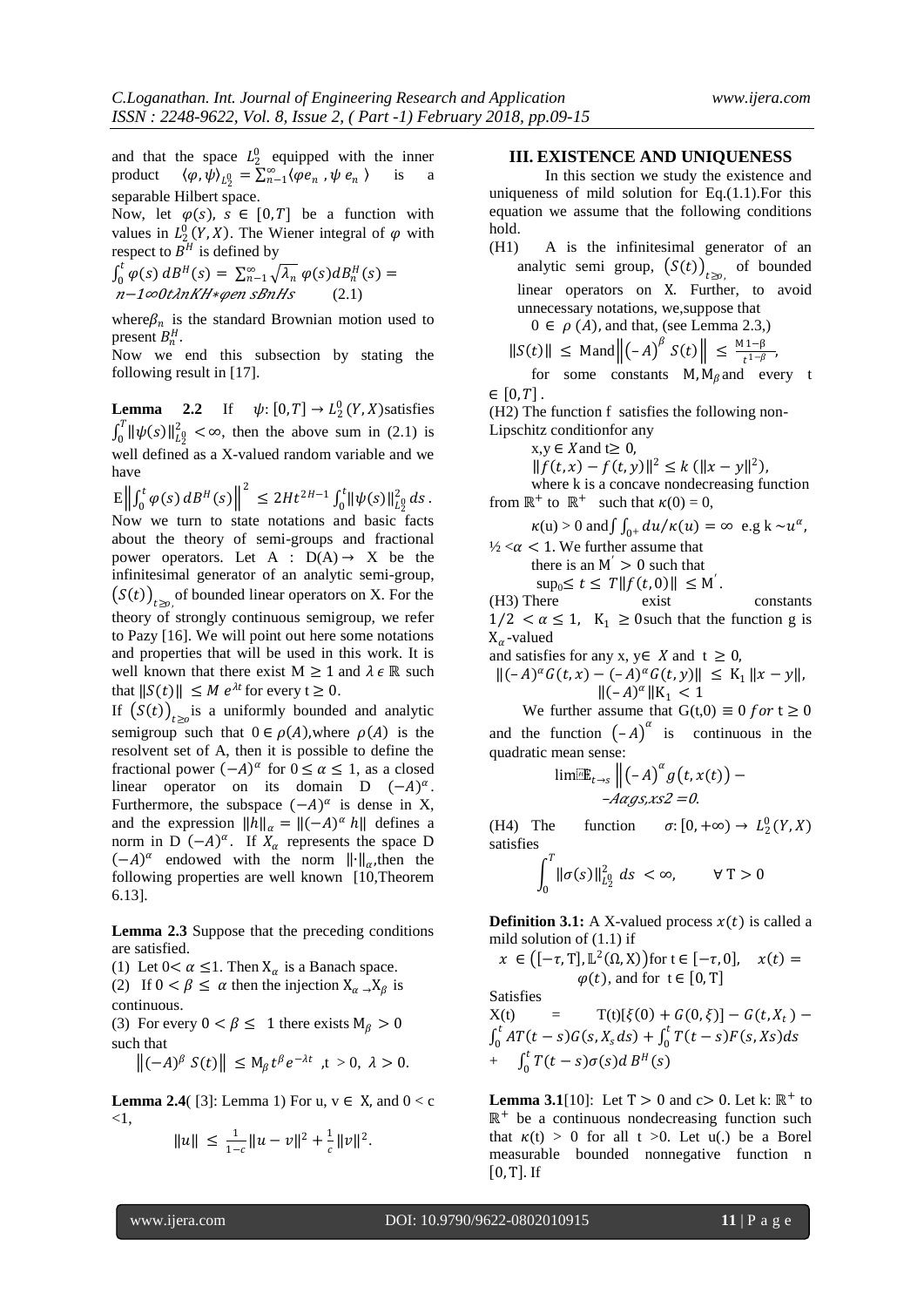and that the space $L_2^0$ equipped with the inner product $\langle \varphi, \psi \rangle_{L_2^0} = \sum_{n-1}^{\infty} \langle \varphi e_n , \psi e_n \rangle$ is a separable Hilbert space.

Now, let $\varphi(s)$, $s \in [0, T]$ be a function with values in $L_2^0(Y, X)$. The Wiener integral of $\varphi$ with respect to $B^H$ is defined by

$$\int_0^t \varphi(s)\, dB^H(s) = \sum_{n-1}^{\infty} \sqrt{\lambda_n}\, \varphi(s) dB_n^H(s) =$$
$n-1\infty0t\lambda nKH*\varphi en\ sBnHs$ (2.1)

where $\beta_n$ is the standard Brownian motion used to present $B_n^H$.

Now we end this subsection by stating the following result in [17].

**Lemma 2.2** If $\psi: [0, T] \to L_2^0(Y, X)$ satisfies $\int_0^T \|\psi(s)\|_{L_2^0}^2 < \infty$, then the above sum in (2.1) is well defined as a X-valued random variable and we have

$$\mathrm{E}\left\| \int_0^t \varphi(s)\, dB^H(s) \right\|^2 \leq 2Ht^{2H-1} \int_0^t \|\psi(s)\|_{L_2^0}^2\, ds .$$

Now we turn to state notations and basic facts about the theory of semi-groups and fractional power operators. Let A : D(A) $\to$ X be the infinitesimal generator of an analytic semi-group, $(S(t))_{t \geq 0}$, of bounded linear operators on X. For the theory of strongly continuous semigroup, we refer to Pazy [16]. We will point out here some notations and properties that will be used in this work. It is well known that there exist $M \geq 1$ and $\lambda \in \mathbb{R}$ such that $\|S(t)\| \leq M\, e^{\lambda t}$ for every $t \geq 0$.

If $(S(t))_{t \geq o}$ is a uniformly bounded and analytic semigroup such that $0 \in \rho(A)$, where $\rho(A)$ is the resolvent set of A, then it is possible to define the fractional power $(-A)^{\alpha}$ for $0 \leq \alpha \leq 1$, as a closed linear operator on its domain D $(-A)^{\alpha}$. Furthermore, the subspace $(-A)^{\alpha}$ is dense in X, and the expression $\|h\|_{\alpha} = \|(-A)^{\alpha} h\|$ defines a norm in D $(-A)^{\alpha}$. If $X_{\alpha}$ represents the space D $(-A)^{\alpha}$ endowed with the norm $\|\cdot\|_{\alpha}$, then the following properties are well known [10,Theorem 6.13].

**Lemma 2.3** Suppose that the preceding conditions are satisfied.

(1) Let $0 < \alpha \leq 1$. Then $X_{\alpha}$ is a Banach space.

(2) If $0 < \beta \leq \alpha$ then the injection $X_{\alpha} \to X_{\beta}$ is continuous.

(3) For every $0 < \beta \leq 1$ there exists $M_{\beta} > 0$ such that

$$\left\| (-A)^{\beta}\, S(t) \right\| \leq M_{\beta}\, t^{\beta} e^{-\lambda t} \ , t > 0,\ \lambda > 0.$$

**Lemma 2.4**( [3]: Lemma 1) For u, v $\in$ X, and 0 < c <1,

$$\|u\| \leq \frac{1}{1-c} \|u - v\|^2 + \frac{1}{c} \|v\|^2.$$

## III. EXISTENCE AND UNIQUENESS

In this section we study the existence and uniqueness of mild solution for Eq.(1.1).For this equation we assume that the following conditions hold.

(H1) A is the infinitesimal generator of an analytic semi group, $(S(t))_{t \geq 0}$, of bounded linear operators on X. Further, to avoid unnecessary notations, we,suppose that

$0 \in \rho(A)$, and that, (see Lemma 2.3,)

$$\|S(t)\| \leq \mathrm{M} \text{and} \left\| (-A)^{\beta}\, S(t) \right\| \leq \frac{\mathrm{M}\, 1-\beta}{t^{1-\beta}},$$

for some constants M, $M_{\beta}$ and every t $\in [0, T]$.

(H2) The function f satisfies the following non-Lipschitz conditionfor any

x,y $\in X$ and t$\geq$ 0,

$$\|f(t, x) - f(t, y)\|^2 \leq k\, (\|x - y\|^2),$$

where k is a concave nondecreasing function from $\mathbb{R}^+$ to $\mathbb{R}^+$ such that $\kappa(0) = 0$,

$\kappa(\mathrm{u}) > 0$ and $\int \int_{0^+} du/\kappa(u) = \infty$ e.g k $\sim u^{\alpha}$, $\frac{1}{2} < \alpha < 1$. We further assume that

there is an $\mathrm{M}' > 0$ such that

$\sup_0 \leq t \leq T \|f(t, 0)\| \leq \mathrm{M}'$.

(H3) There exist constants $1/2 < \alpha \leq 1$, $K_1 \geq 0$ such the function g is $X_{\alpha}$-valued

and satisfies for any x, y$\in$ $X$ and t $\geq 0$,

$$\|(-A)^{\alpha} G(t, x) - (-A)^{\alpha} G(t, y)\| \leq K_1 \|x - y\|,$$
$$\|(-A)^{\alpha}\| K_1 < 1$$

We further assume that $G(t, 0) \equiv 0$ for $t \geq 0$ and the function $(-A)^{\alpha}$ is continuous in the quadratic mean sense:

$$\lim \mathbb{E}_{t \to s} \left\| (-A)^{\alpha} g(t, x(t)) - \right.$$
$-A\alpha gs,xs2 = 0.$

(H4) The function $\sigma: [0, +\infty) \to L_2^0(Y, X)$ satisfies

$$\int_0^T \|\sigma(s)\|_{L_2^0}^2\, ds < \infty, \qquad \forall\ \mathrm{T} > 0$$

**Definition 3.1:** A X-valued process $x(t)$ is called a mild solution of (1.1) if

$x \in ([-\tau, T], \mathbb{L}^2(\Omega, X))$for t $\in [-\tau, 0]$, $x(t) = \varphi(t)$, and for t $\in [0, T]$

Satisfies

$$X(t) = T(t)[\xi(0) + G(0, \xi)] - G(t, X_t) - \int_0^t AT(t - s) G(s, X_s\, ds) + \int_0^t T(t - s) F(s, Xs) ds + \int_0^t T(t - s) \sigma(s) d\, B^H(s)$$

**Lemma 3.1**[10]: Let T $> 0$ and c$> 0$. Let k: $\mathbb{R}^+$ to $\mathbb{R}^+$ be a continuous nondecreasing function such that $\kappa(t) > 0$ for all t >0. Let u(.) be a Borel measurable bounded nonnegative function n $[0, T]$. If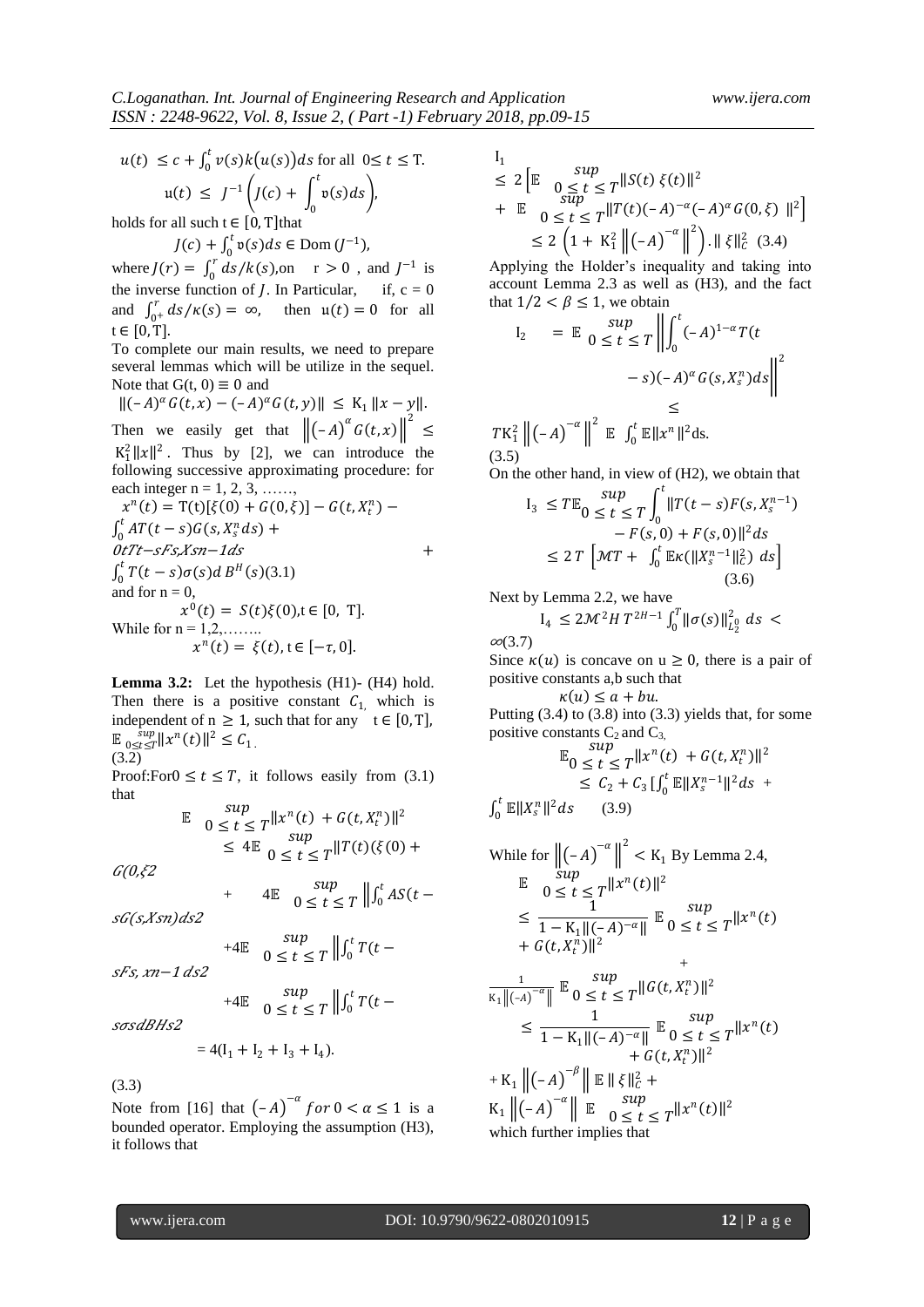$u(t) \leq c + \int_0^t v(s)k(u(s))ds$ for all $0 \leq t \leq T$.

$$\mathfrak{u}(t) \leq J^{-1}\left(J(c) + \int_0^t \mathfrak{v}(s)ds\right),$$

holds for all such $t \in [0, T]$ that

$$J(c) + \int_0^t \mathfrak{v}(s)ds \in \text{Dom}\,(J^{-1}),$$

where $J(r) = \int_0^r ds/k(s)$, on $r > 0$, and $J^{-1}$ is the inverse function of $J$. In Particular, if, $c = 0$ and $\int_{0^+}^r ds/\kappa(s) = \infty$, then $\mathfrak{u}(t) = 0$ for all $t \in [0, T]$.

To complete our main results, we need to prepare several lemmas which will be utilize in the sequel. Note that $G(t, 0) \equiv 0$ and

$$\|(-A)^\alpha G(t, x) - (-A)^\alpha G(t, y)\| \leq K_1 \|x - y\|.$$

Then we easily get that $\left\|(-A)^\alpha G(t, x)\right\|^2 \leq K_1^2 \|x\|^2$. Thus by [2], we can introduce the following successive approximating procedure: for each integer $n = 1, 2, 3, \ldots\ldots$,

$$x^n(t) = T(t)[\xi(0) + G(0, \xi)] - G(t, X_t^n) - \int_0^t AT(t-s)G(s, X_s^n ds) + \int_0^t T(t-s)F(s, X_s^{n-1})ds + \int_0^t T(t-s)\sigma(s)dB^H(s) \quad (3.1)$$

and for $n = 0$,

$$x^0(t) = S(t)\xi(0), t \in [0, T].$$

While for $n = 1, 2, \ldots\ldots$.

$$x^n(t) = \xi(t), t \in [-\tau, 0].$$

**Lemma 3.2:** Let the hypothesis (H1)- (H4) hold. Then there is a positive constant $C_1$, which is independent of $n \geq 1$, such that for any $t \in [0, T]$,

$$\mathbb{E} \sup_{0 \leq t \leq T} \|x^n(t)\|^2 \leq C_1. \quad (3.2)$$

Proof:For $0 \leq t \leq T$, it follows easily from (3.1) that

$$\begin{aligned}
\mathbb{E} \sup_{0 \leq t \leq T} \|x^n(t) + G(t, X_t^n)\|^2 &\leq 4\mathbb{E} \sup_{0 \leq t \leq T} \|T(t)(\xi(0) + G(0, \xi))\|^2 \\
&+ 4\mathbb{E} \sup_{0 \leq t \leq T} \left\|\int_0^t AS(t-s)G(s, X_s^n)ds\right\|^2 \\
&+ 4\mathbb{E} \sup_{0 \leq t \leq T} \left\|\int_0^t T(t-s)F(s, x^{n-1})ds\right\|^2 \\
&+ 4\mathbb{E} \sup_{0 \leq t \leq T} \left\|\int_0^t T(t-s)\sigma(s)dB^H(s)\right\|^2 \\
&= 4(I_1 + I_2 + I_3 + I_4).
\end{aligned}$$

(3.3)

Note from [16] that $(-A)^{-\alpha}$ for $0 < \alpha \leq 1$ is a bounded operator. Employing the assumption (H3), it follows that

$$\begin{aligned}
I_1 &\leq 2\left[\mathbb{E} \sup_{0 \leq t \leq T} \|S(t)\,\xi(t)\|^2 + \mathbb{E} \sup_{0 \leq t \leq T} \|T(t)(-A)^{-\alpha}(-A)^\alpha G(0, \xi)\|^2\right] \\
&\leq 2\left(1 + K_1^2 \left\|(-A)^{-\alpha}\right\|^2\right) \cdot \|\xi\|_C^2 \quad (3.4)
\end{aligned}$$

Applying the Holder's inequality and taking into account Lemma 2.3 as well as (H3), and the fact that $1/2 < \beta \leq 1$, we obtain

$$\begin{aligned}
I_2 &= \mathbb{E} \sup_{0 \leq t \leq T} \left\|\int_0^t (-A)^{1-\alpha} T(t-s)(-A)^\alpha G(s, X_s^n)ds\right\|^2 \\
&\leq TK_1^2 \left\|(-A)^{-\alpha}\right\|^2 \mathbb{E} \int_0^t \mathbb{E}\|x^n\|^2 ds.
\end{aligned}$$

(3.5)

On the other hand, in view of (H2), we obtain that

$$\begin{aligned}
I_3 &\leq T\mathbb{E} \sup_{0 \leq t \leq T} \int_0^t \|T(t-s)F(s, X_s^{n-1}) - F(s, 0) + F(s, 0)\|^2 ds \\
&\leq 2T\left[\mathcal{M}T + \int_0^t \mathbb{E}\kappa(\|X_s^{n-1}\|_C^2)\, ds\right] \quad (3.6)
\end{aligned}$$

Next by Lemma 2.2, we have

$$I_4 \leq 2\mathcal{M}^2 H\, T^{2H-1} \int_0^T \|\sigma(s)\|_{L_2^0}^2 ds < \infty \quad (3.7)$$

Since $\kappa(u)$ is concave on $u \geq 0$, there is a pair of positive constants a,b such that

$$\kappa(u) \leq a + bu.$$

Putting (3.4) to (3.8) into (3.3) yields that, for some positive constants $C_2$ and $C_3$,

$$\mathbb{E} \sup_{0 \leq t \leq T} \|x^n(t) + G(t, X_t^n)\|^2 \leq C_2 + C_3\left[\int_0^t \mathbb{E}\|X_s^{n-1}\|^2 ds + \int_0^t \mathbb{E}\|X_s^n\|^2 ds\right] \quad (3.9)$$

While for $\left\|(-A)^{-\alpha}\right\|^2 < K_1$ By Lemma 2.4,

$$\begin{aligned}
\mathbb{E} \sup_{0 \leq t \leq T} \|x^n(t)\|^2 &\leq \frac{1}{1 - K_1\|(-A)^{-\alpha}\|} \mathbb{E} \sup_{0 \leq t \leq T} \|x^n(t) + G(t, X_t^n)\|^2 \\
&+ \frac{1}{K_1\left\|(-A)^{-\alpha}\right\|} \mathbb{E} \sup_{0 \leq t \leq T} \|G(t, X_t^n)\|^2 \\
&\leq \frac{1}{1 - K_1\|(-A)^{-\alpha}\|} \mathbb{E} \sup_{0 \leq t \leq T} \|x^n(t) + G(t, X_t^n)\|^2 \\
&+ K_1\left\|(-A)^{-\beta}\right\| \mathbb{E}\,\|\,\xi\|_C^2 + K_1\left\|(-A)^{-\alpha}\right\| \mathbb{E} \sup_{0 \leq t \leq T} \|x^n(t)\|^2
\end{aligned}$$

which further implies that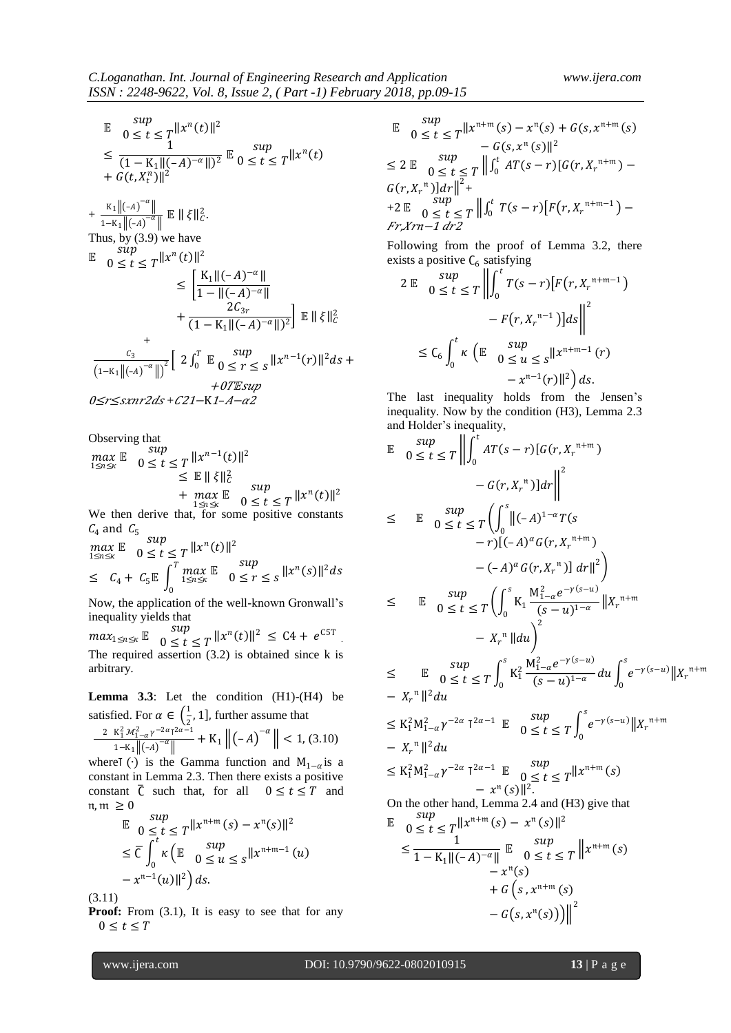$$\mathbb{E}\sup_{0\le t\le T}\|x^n(t)\|^2 \le \frac{1}{(1-K_1\|(-A)^{-\alpha}\|)^2}\,\mathbb{E}\sup_{0\le t\le T}\|x^n(t) + G(t,X_t^n)\|^2$$

$$+\frac{K_1\|(-A)^{-\alpha}\|}{1-K_1\|(-A)^{-\alpha}\|}\,\mathbb{E}\,\|\xi\|_C^2.$$

Thus, by (3.9) we have

$$\mathbb{E}\sup_{0\le t\le T}\|x^n(t)\|^2 \le \left[\frac{K_1\|(-A)^{-\alpha}\|}{1-\|(-A)^{-\alpha}\|}+\frac{2C_{3r}}{(1-K_1\|(-A)^{-\alpha}\|)^2}\right]\mathbb{E}\,\|\xi\|_C^2$$

$$+\frac{C_3}{\left(1-K_1\|(-A)^{-\alpha}\|\right)^2}\left[2\int_0^T\mathbb{E}\sup_{0\le r\le s}\|x^{n-1}(r)\|^2 ds + \right.$$

+07Esup 0≤r≤sxnr2ds +C21−K1−A−α2

Observing that

$$\max_{1\le n\le \kappa}\mathbb{E}\sup_{0\le t\le T}\|x^{n-1}(t)\|^2 \le \mathbb{E}\,\|\xi\|_C^2 + \max_{1\le n\le\kappa}\mathbb{E}\sup_{0\le t\le T}\|x^n(t)\|^2$$

We then derive that, for some positive constants $C_4$ and $C_5$

$$\max_{1\le n\le\kappa}\mathbb{E}\sup_{0\le t\le T}\|x^n(t)\|^2 \le C_4 + C_5\mathbb{E}\int_0^T\max_{1\le n\le\kappa}\mathbb{E}\sup_{0\le r\le s}\|x^n(s)\|^2 ds$$

Now, the application of the well-known Gronwall's inequality yields that

$$\max_{1\le n\le\kappa}\mathbb{E}\sup_{0\le t\le T}\|x^n(t)\|^2 \le C4 + e^{C5T}.$$

The required assertion (3.2) is obtained since k is arbitrary.

**Lemma 3.3**: Let the condition (H1)-(H4) be satisfied. For $\alpha\in\left(\frac{1}{2},1\right]$, further assume that

$$\frac{2\;K_1^2 M_{1-\alpha}^2\gamma^{-2\alpha}\Gamma^{2\alpha-1}}{1-K_1\|(-A)^{-\alpha}\|}+K_1\left\|(-A)^{-\alpha}\right\|<1,\quad(3.10)$$

where $\Gamma(\cdot)$ is the Gamma function and $M_{1-\alpha}$ is a constant in Lemma 2.3. Then there exists a positive constant $\bar{C}$ such that, for all $0\le t\le T$ and $n,m\ge 0$

$$\mathbb{E}\sup_{0\le t\le T}\|x^{n+m}(s)-x^n(s)\|^2 \le \bar{C}\int_0^t\kappa\left(\mathbb{E}\sup_{0\le u\le s}\|x^{n+m-1}(u)-x^{n-1}(u)\|^2\right)ds.$$

(3.11)

**Proof:** From (3.1), It is easy to see that for any $0\le t\le T$

$$\mathbb{E}\sup_{0\le t\le T}\|x^{n+m}(s)-x^n(s)+G(s,x^{n+m}(s)) - G(s,x^n(s))\|^2$$

$$\le 2\,\mathbb{E}\sup_{0\le t\le T}\left\|\int_0^t AT(s-r)[G(r,X_r^{n+m})-G(r,X_r^{n})]dr\right\|^2+$$

$$+2\,\mathbb{E}\sup_{0\le t\le T}\left\|\int_0^t T(s-r)\left[F\left(r,X_r^{n+m-1}\right)-\right.\right.$$

Fr,Xrn−1 dr2

Following from the proof of Lemma 3.2, there exists a positive $C_6$ satisfying

$$2\,\mathbb{E}\sup_{0\le t\le T}\left\|\int_0^t T(s-r)\left[F\left(r,X_r^{n+m-1}\right)-F\left(r,X_r^{n-1}\right)\right]ds\right\|^2$$

$$\le C_6\int_0^t\kappa\left(\mathbb{E}\sup_{0\le u\le s}\|x^{n+m-1}(r)-x^{n-1}(r)\|^2\right)ds.$$

The last inequality holds from the Jensen's inequality. Now by the condition (H3), Lemma 2.3 and Holder's inequality,

$$\mathbb{E}\sup_{0\le t\le T}\left\|\int_0^t AT(s-r)[G(r,X_r^{n+m})-G(r,X_r^{n})]dr\right\|^2$$

$$\le\quad \mathbb{E}\sup_{0\le t\le T}\left(\int_0^s\left\|(-A)^{1-\alpha}T(s-r)[(-A)^{\alpha}G(r,X_r^{n+m})-(-A)^{\alpha}G(r,X_r^{n})]\;dr\right\|^2\right)$$

$$\le\quad \mathbb{E}\sup_{0\le t\le T}\left(\int_0^s K_1\frac{M_{1-\alpha}^2e^{-\gamma(s-u)}}{(s-u)^{1-\alpha}}\left\|X_r^{n+m}-X_r^{n}\right\|du\right)^2$$

$$\le\quad \mathbb{E}\sup_{0\le t\le T}\int_0^s K_1^2\frac{M_{1-\alpha}^2e^{-\gamma(s-u)}}{(s-u)^{1-\alpha}}du\int_0^s e^{-\gamma(s-u)}\|X_r^{n+m}-X_r^{n}\|^2du$$

$$\le K_1^2M_{1-\alpha}^2\gamma^{-2\alpha}\,\Gamma^{2\alpha-1}\;\mathbb{E}\sup_{0\le t\le T}\int_0^s e^{-\gamma(s-u)}\|X_r^{n+m}-X_r^{n}\|^2du$$

$$\le K_1^2M_{1-\alpha}^2\gamma^{-2\alpha}\,\Gamma^{2\alpha-1}\;\mathbb{E}\sup_{0\le t\le T}\|x^{n+m}(s)-x^n(s)\|^2.$$

On the other hand, Lemma 2.4 and (H3) give that

$$\mathbb{E}\sup_{0\le t\le T}\|x^{n+m}(s)-x^n(s)\|^2$$

$$\le\frac{1}{1-K_1\|(-A)^{-\alpha}\|}\,\mathbb{E}\sup_{0\le t\le T}\left\|x^{n+m}(s)-x^n(s)+G\left(s,x^{n+m}(s)\right)-G\left(s,x^n(s)\right)\right\|^2$$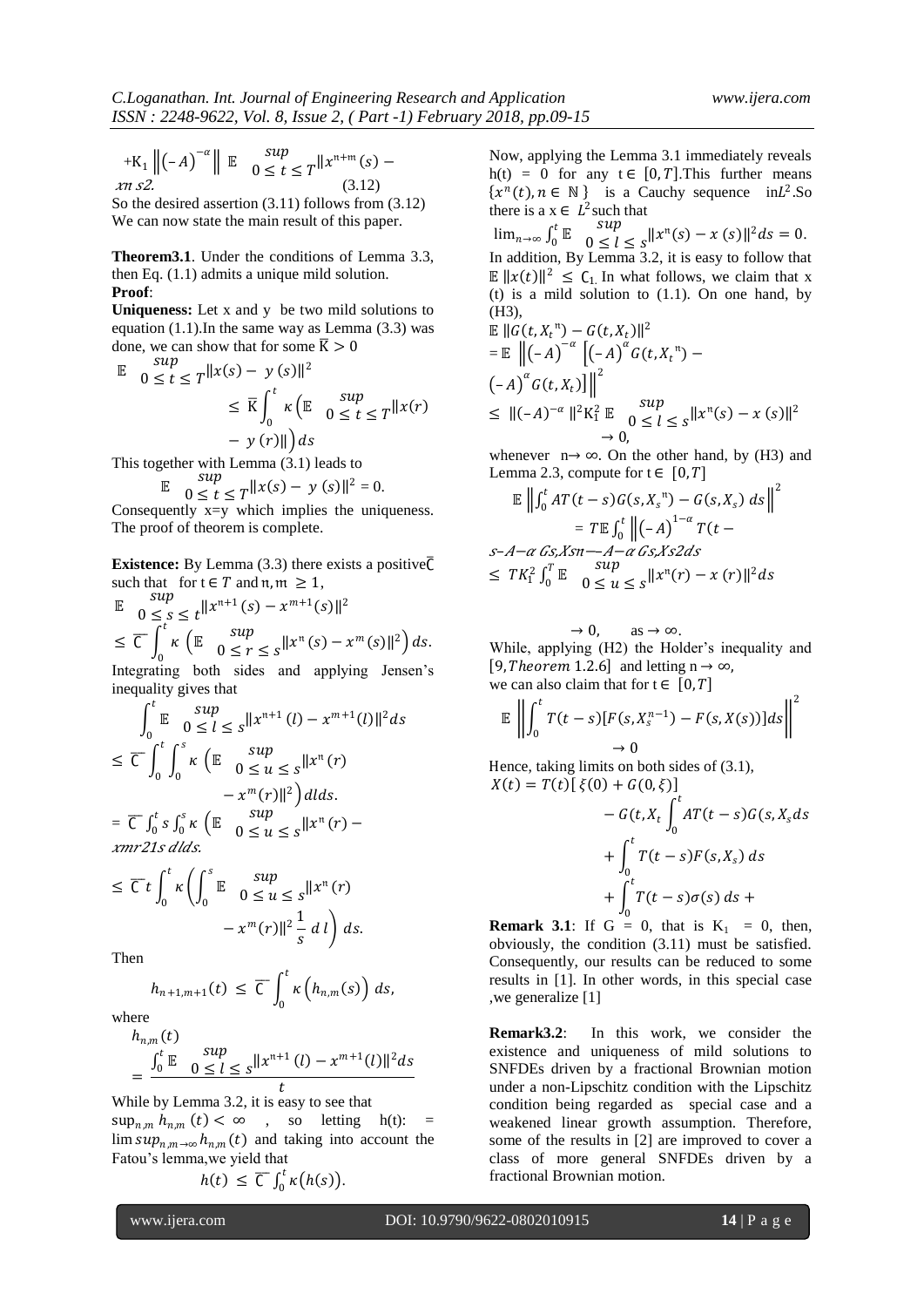$$+K_1 \left\|(-A)^{-\alpha}\right\| \mathbb{E} \sup_{0 \le t \le T} \|x^{n+m}(s) - x^n s 2. \tag{3.12}$$

So the desired assertion (3.11) follows from (3.12)

We can now state the main result of this paper.

**Theorem3.1**. Under the conditions of Lemma 3.3, then Eq. (1.1) admits a unique mild solution.

**Proof**:

**Uniqueness:** Let x and y be two mild solutions to equation (1.1).In the same way as Lemma (3.3) was done, we can show that for some $\overline{K} > 0$

$$\mathbb{E} \sup_{0 \le t \le T} \|x(s) - y(s)\|^2 \le \overline{K} \int_0^t \kappa \left( \mathbb{E} \sup_{0 \le t \le T} \|x(r) - y(r)\| \right) ds$$

This together with Lemma (3.1) leads to

$$\mathbb{E} \sup_{0 \le t \le T} \|x(s) - y(s)\|^2 = 0.$$

Consequently x=y which implies the uniqueness. The proof of theorem is complete.

**Existence:** By Lemma (3.3) there exists a positive $\overline{C}$ such that for $t \in T$ and $n, m \ge 1$,

$$\mathbb{E} \sup_{0 \le s \le t} \|x^{n+1}(s) - x^{m+1}(s)\|^2 \le \overline{C} \int_0^t \kappa \left( \mathbb{E} \sup_{0 \le r \le s} \|x^n(s) - x^m(s)\|^2 \right) ds.$$

Integrating both sides and applying Jensen's inequality gives that

$$\int_0^t \mathbb{E} \sup_{0 \le l \le s} \|x^{n+1}(l) - x^{m+1}(l)\|^2 ds \le \overline{C} \int_0^t \int_0^s \kappa \left( \mathbb{E} \sup_{0 \le u \le s} \|x^n(r) - x^m(r)\|^2 \right) dl ds.$$

$$= \overline{C} \int_0^t s \int_0^s \kappa \left( \mathbb{E} \sup_{0 \le u \le s} \|x^n(r) - x^m r 21 s\, dl ds. \right.$$

$$\le \overline{C}\, t \int_0^t \kappa \left( \int_0^s \mathbb{E} \sup_{0 \le u \le s} \|x^n(r) - x^m(r)\|^2 \frac{1}{s}\, dl \right) ds.$$

Then

$$h_{n+1,m+1}(t) \le \overline{C} \int_0^t \kappa\left(h_{n,m}(s)\right) ds,$$

where

$$h_{n,m}(t) = \frac{\int_0^t \mathbb{E} \sup_{0 \le l \le s} \|x^{n+1}(l) - x^{m+1}(l)\|^2 ds}{t}$$

While by Lemma 3.2, it is easy to see that $\sup_{n,m} h_{n,m}(t) < \infty$, so letting $h(t) := \lim sup_{n,m \to \infty} h_{n,m}(t)$ and taking into account the Fatou's lemma,we yield that

$$h(t) \le \overline{C} \int_0^t \kappa\left(h(s)\right).$$

Now, applying the Lemma 3.1 immediately reveals $h(t) = 0$ for any $t \in [0, T]$.This further means $\{x^n(t), n \in \mathbb{N}\}$ is a Cauchy sequence in $L^2$.So there is a $x \in L^2$ such that

$$\lim_{n \to \infty} \int_0^t \mathbb{E} \sup_{0 \le l \le s} \|x^n(s) - x(s)\|^2 ds = 0.$$

In addition, By Lemma 3.2, it is easy to follow that $\mathbb{E}\|x(t)\|^2 \le C_1$. In what follows, we claim that x (t) is a mild solution to (1.1). On one hand, by (H3),

$$\mathbb{E}\|G(t, X_t^n) - G(t, X_t)\|^2$$
$$= \mathbb{E}\left\|(-A)^{-\alpha}\left[(-A)^{\alpha} G(t, X_t^n) - (-A)^{\alpha} G(t, X_t)\right]\right\|^2$$
$$\le \|(-A)^{-\alpha}\|^2 K_1^2\, \mathbb{E} \sup_{0 \le l \le s} \|x^n(s) - x(s)\|^2 \to 0,$$

whenever $n \to \infty$. On the other hand, by (H3) and Lemma 2.3, compute for $t \in [0, T]$

$$\mathbb{E}\left\|\int_0^t AT(t-s)G(s, X_s^n) - G(s, X_s)\, ds\right\|^2$$
$$= T\mathbb{E}\int_0^t \left\|(-A)^{1-\alpha} T(t - s - A - \alpha\, Gs, Xsn - A - \alpha\, Gs, Xs 2 ds\right.$$
$$\le TK_1^2 \int_0^T \mathbb{E} \sup_{0 \le u \le s} \|x^n(r) - x(r)\|^2 ds$$

$$\to 0, \quad \text{as} \to \infty.$$

While, applying (H2) the Holder's inequality and [9, *Theorem* 1.2.6] and letting $n \to \infty$, we can also claim that for $t \in [0, T]$

$$\mathbb{E}\left\|\int_0^t T(t-s)[F(s, X_s^{n-1}) - F(s, X(s))] ds\right\|^2 \to 0$$

Hence, taking limits on both sides of (3.1),

$$X(t) = T(t)[\xi(0) + G(0, \xi)] - G(t, X_t \int_0^t AT(t-s)G(s, X_s ds + \int_0^t T(t-s)F(s, X_s)\, ds + \int_0^t T(t-s)\sigma(s)\, ds +$$

**Remark 3.1**: If G = 0, that is $K_1 = 0$, then, obviously, the condition (3.11) must be satisfied. Consequently, our results can be reduced to some results in [1]. In other words, in this special case ,we generalize [1]

**Remark3.2**: In this work, we consider the existence and uniqueness of mild solutions to SNFDEs driven by a fractional Brownian motion under a non-Lipschitz condition with the Lipschitz condition being regarded as special case and a weakened linear growth assumption. Therefore, some of the results in [2] are improved to cover a class of more general SNFDEs driven by a fractional Brownian motion.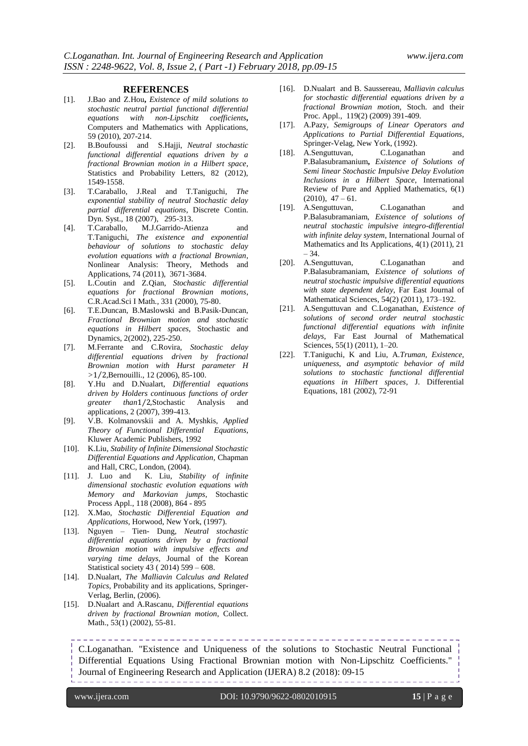## REFERENCES

[1]. J.Bao and Z.Hou**,** *Existence of mild solutions to stochastic neutral partial functional differential equations with non-Lipschitz coefficients***,** Computers and Mathematics with Applications, 59 (2010), 207-214.

[2]. B.Boufoussi and S.Hajji, *Neutral stochastic functional differential equations driven by a fractional Brownian motion in a Hilbert space*, Statistics and Probability Letters, 82 (2012), 1549-1558.

[3]. T.Caraballo, J.Real and T.Taniguchi, *The exponential stability of neutral Stochastic delay partial differential equations*, Discrete Contin. Dyn. Syst., 18 (2007), 295-313.

[4]. T.Caraballo, M.J.Garrido-Atienza and T.Taniguchi, *The existence and exponential behaviour of solutions to stochastic delay evolution equations with a fractional Brownian*, Nonlinear Analysis: Theory, Methods and Applications, 74 (2011), 3671-3684.

[5]. L.Coutin and Z.Qian, *Stochastic differential equations for fractional Brownian motions*, C.R.Acad.Sci I Math., 331 (2000), 75-80.

[6]. T.E.Duncan, B.Maslowski and B.Pasik-Duncan, *Fractional Brownian motion and stochastic equations in Hilbert spaces*, Stochastic and Dynamics, 2(2002), 225-250.

[7]. M.Ferrante and C.Rovira, *Stochastic delay differential equations driven by fractional Brownian motion with Hurst parameter H* $>1/2$,Bernouilli., 12 (2006), 85-100.

[8]. Y.Hu and D.Nualart, *Differential equations driven by Holders continuous functions of order greater than*$1/2$,Stochastic Analysis and applications, 2 (2007), 399-413.

[9]. V.B. Kolmanovskii and A. Myshkis, *Applied Theory of Functional Differential Equations*, Kluwer Academic Publishers, 1992

[10]. K.Liu, *Stability of Infinite Dimensional Stochastic Differential Equations and Application,* Chapman and Hall, CRC, London, (2004).

[11]. J. Luo and K. Liu, *Stability of infinite dimensional stochastic evolution equations with Memory and Markovian jumps*, Stochastic Process Appl., 118 (2008), 864 - 895

[12]. X.Mao, *Stochastic Differential Equation and Applications*, Horwood, New York, (1997).

[13]. Nguyen – Tien- Dung, *Neutral stochastic differential equations driven by a fractional Brownian motion with impulsive effects and varying time delays*, Journal of the Korean Statistical society 43 ( 2014) 599 – 608.

[14]. D.Nualart, *The Malliavin Calculus and Related Topics*, Probability and its applications, Springer-Verlag, Berlin, (2006).

[15]. D.Nualart and A.Rascanu, *Differential equations driven by fractional Brownian motion*, Collect. Math., 53(1) (2002), 55-81.

[16]. D.Nualart and B. Saussereau, *Malliavin calculus for stochastic differential equations driven by a fractional Brownian motion*, Stoch. and their Proc. Appl., 119(2) (2009) 391-409.

[17]. A.Pazy, *Semigroups of Linear Operators and Applications to Partial Differential Equations*, Springer-Velag, New York, (1992).

[18]. A.Senguttuvan, C.Loganathan and P.Balasubramanium**,** *Existence of Solutions of Semi linear Stochastic Impulsive Delay Evolution Inclusions in a Hilbert Space*, International Review of Pure and Applied Mathematics, 6(1) (2010), 47 – 61.

[19]. A.Senguttuvan, C.Loganathan and P.Balasubramaniam, *Existence of solutions of neutral stochastic impulsive integro-differential with infinite delay system*, International Journal of Mathematics and Its Applications, 4(1) (2011), 21 – 34.

[20]. A.Senguttuvan, C.Loganathan and P.Balasubramaniam, *Existence of solutions of neutral stochastic impulsive differential equations with state dependent delay*, Far East Journal of Mathematical Sciences, 54(2) (2011), 173–192.

[21]. A.Senguttuvan and C.Loganathan, *Existence of solutions of second order neutral stochastic functional differential equations with infinite delays,* Far East Journal of Mathematical Sciences, 55(1) (2011), 1–20.

[22]. T.Taniguchi, K and Liu, A.*Truman, Existence, uniqueness, and asymptotic behavior of mild solutions to stochastic functional differential equations in Hilbert spaces*, J. Differential Equations, 181 (2002), 72-91

C.Loganathan. "Existence and Uniqueness of the solutions to Stochastic Neutral Functional Differential Equations Using Fractional Brownian motion with Non-Lipschitz Coefficients." Journal of Engineering Research and Application (IJERA) 8.2 (2018): 09-15